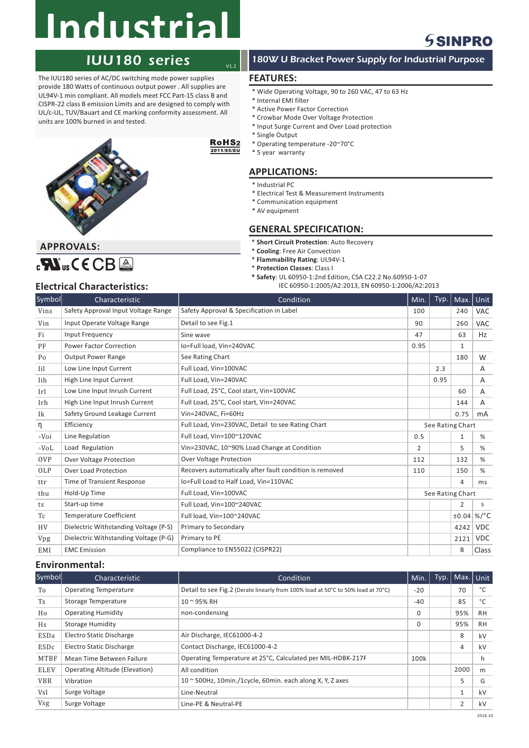# Industrial

SINPRO

## IUU180 series

V1.2

## 180W U Bracket Power Supply for Industrial Purpose

The IUU180 series of AC/DC switching mode power supplies provide 180 Watts of continuous output power . All supplies are UL94V-1 min compliant. All models meet FCC Part-15 class B and CISPR-22 class B emission Limits and are designed to comply with UL/c-UL, TUV/Bauart and CE marking conformity assessment. All units are 100% burned in and tested.

RoHS2 2011/65/EU

### FEATURES:

* Wide Operating Voltage, 90 to 260 VAC, 47 to 63 Hz
* Internal EMI filter
* Active Power Factor Correction
* Crowbar Mode Over Voltage Protection
* Input Surge Current and Over Load protection
* Single Output
* Operating temperature -20~70°C
* 5 year warranty

### APPLICATIONS:

* Industrial PC
* Electrical Test & Measurement Instruments
* Communication equipment
* AV equipment

### APPROVALS:

c UL us CE CB

### GENERAL SPECIFICATION:

* **Short Circuit Protection**: Auto Recovery
* **Cooling**: Free Air Convection
* **Flammability Rating**: UL94V-1
* **Protection Classes**: Class I
* **Safety**: UL 60950-1:2nd Edition, CSA C22.2 No.60950-1-07
  IEC 60950-1:2005/A2:2013, EN 60950-1:2006/A2:2013

### Electrical Characteristics:

| Symbol | Characteristic | Condition | Min. | Typ. | Max. | Unit |
|---|---|---|---|---|---|---|
| Vins | Safety Approval Input Voltage Range | Safety Approval & Specification in Label | 100 | | 240 | VAC |
| Vin | Input Operate Voltage Range | Detail to see Fig.1 | 90 | | 260 | VAC |
| Fi | Input Frequency | Sine wave | 47 | | 63 | Hz |
| PF | Power Factor Correction | Io=Full load, Vin=240VAC | 0.95 | | 1 | |
| Po | Output Power Range | See Rating Chart | | | 180 | W |
| Iil | Low Line Input Current | Full Load, Vin=100VAC | | 2.3 | | A |
| Iih | High Line Input Current | Full Load, Vin=240VAC | | 0.95 | | A |
| Irl | Low Line Input Inrush Current | Full Load, 25°C, Cool start, Vin=100VAC | | | 60 | A |
| Irh | High Line Input Inrush Current | Full Load, 25°C, Cool start, Vin=240VAC | | | 144 | A |
| Ik | Safety Ground Leakage Current | Vin=240VAC, Fi=60Hz | | | 0.75 | mA |
| η | Efficiency | Full Load, Vin=230VAC, Detail to see Rating Chart | See Rating Chart | | | |
| △Voi | Line Regulation | Full Load, Vin=100~120VAC | 0.5 | | 1 | % |
| △VoL | Load Regulation | Vin=230VAC, 10~90% Load Change at Condition | 2 | | 5 | % |
| OVP | Over Voltage Protection | Over Voltage Protection | 112 | | 132 | % |
| OLP | Over Load Protection | Recovers automatically after fault condition is removed | 110 | | 150 | % |
| ttr | Time of Transient Response | Io=Full Load to Half Load, Vin=110VAC | | | 4 | ms |
| thu | Hold-Up Time | Full Load, Vin=100VAC | See Rating Chart | | | |
| ts | Start-up time | Full Load, Vin=100~240VAC | | | 2 | s |
| Tc | Temperature Coefficient | Full load, Vin=100~240VAC | | | ±0.04 | %/°C |
| HV | Dielectric Withstanding Voltage (P-S) | Primary to Secondary | | | 4242 | VDC |
| Vpg | Dielectric Withstanding Voltage (P-G) | Primary to PE | | | 2121 | VDC |
| EMI | EMC Emission | Compliance to EN55022 (CISPR22) | | | B | Class |

### Environmental:

| Symbol | Characteristic | Condition | Min. | Typ. | Max. | Unit |
|---|---|---|---|---|---|---|
| To | Operating Temperature | Detail to see Fig.2 (Derate linearly from 100% load at 50°C to 50% load at 70°C) | -20 | | 70 | °C |
| Ts | Storage Temperature | 10 ~ 95% RH | -40 | | 85 | °C |
| Ho | Operating Humidity | non-condensing | 0 | | 95% | RH |
| Hs | Storage Humidity | | 0 | | 95% | RH |
| ESDa | Electro Static Discharge | Air Discharge, IEC61000-4-2 | | | 8 | kV |
| ESDc | Electro Static Discharge | Contact Discharge, IEC61000-4-2 | | | 4 | kV |
| MTBF | Mean Time Between Failure | Operating Temperature at 25°C, Calculated per MIL-HDBK-217F | 100k | | | h |
| ELEV | Operating Altitude (Elevation) | All condition | | | 2000 | m |
| VBR | Vibration | 10 ~ 500Hz, 10min./1cycle, 60min. each along X, Y, Z axes | | | 5 | G |
| Vsl | Surge Voltage | Line-Neutral | | | 1 | kV |
| Vsg | Surge Voltage | Line-PE & Neutral-PE | | | 2 | kV |

2018.10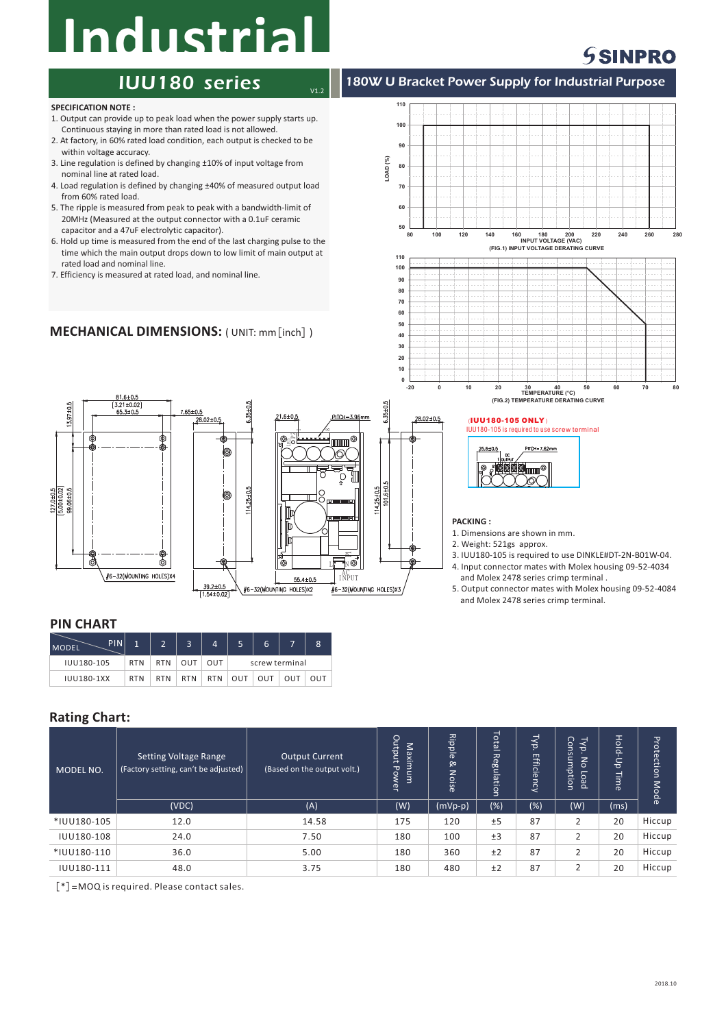# Industrial

## IUU180 series

V1.2

## 180W U Bracket Power Supply for Industrial Purpose

**SPECIFICATION NOTE :**

1. Output can provide up to peak load when the power supply starts up. Continuous staying in more than rated load is not allowed.
2. At factory, in 60% rated load condition, each output is checked to be within voltage accuracy.
3. Line regulation is defined by changing ±10% of input voltage from nominal line at rated load.
4. Load regulation is defined by changing ±40% of measured output load from 60% rated load.
5. The ripple is measured from peak to peak with a bandwidth-limit of 20MHz (Measured at the output connector with a 0.1uF ceramic capacitor and a 47uF electrolytic capacitor).
6. Hold up time is measured from the end of the last charging pulse to the time which the main output drops down to low limit of main output at rated load and nominal line.
7. Efficiency is measured at rated load, and nominal line.

LOAD (%)
110
100
90
80
70
60
50
80 100 120 140 160 180 200 220 240 260 280
INPUT VOLTAGE (VAC)
(FIG.1) INPUT VOLTAGE DERATING CURVE

110
100
90
80
70
60
50
40
30
20
10
0
-20 0 10 20 30 40 50 60 70 80
TEMPERATURE (°C)
(FIG.2) TEMPERATURE DERATING CURVE

## MECHANICAL DIMENSIONS: ( UNIT: mm [inch] )

81.6±0.5 [3.21±0.02]
65.3±0.5
13.97±0.5
127.0±0.5 [5.00±0.02]
99.06±0.5
#6-32(MOUNTING HOLES)X4
7.65±0.5
28.02±0.5
6.35±0.5
114.25±0.5
39.2±0.5 [1.54±0.02]
#6-32(MOUNTING HOLES)X2
21.6±0.5
PITCH=3.96mm
55.4±0.5
AC INPUT
6.35±0.5
28.02±0.5
114.25±0.5
101.6±0.5
#6-32(MOUNTING HOLES)X3

**(IUU180-105 ONLY)**
IUU180-105 is required to use screw terminal

25.6±0.5
PITCH=7.62mm
DC OUTPUT

**PACKING :**

1. Dimensions are shown in mm.
2. Weight: 521gs approx.
3. IUU180-105 is required to use DINKLE#DT-2N-B01W-04.
4. Input connector mates with Molex housing 09-52-4034 and Molex 2478 series crimp terminal .
5. Output connector mates with Molex housing 09-52-4084 and Molex 2478 series crimp terminal.

## PIN CHART

| MODEL \ PIN | 1 | 2 | 3 | 4 | 5 | 6 | 7 | 8 |
|---|---|---|---|---|---|---|---|---|
| IUU180-105 | RTN | RTN | OUT | OUT | screw terminal | | | |
| IUU180-1XX | RTN | RTN | RTN | RTN | OUT | OUT | OUT | OUT |

## Rating Chart:

| MODEL NO. | Setting Voltage Range (Factory setting, can't be adjusted) | Output Current (Based on the output volt.) | Maximum Output Power | Ripple & Noise | Total Regulation | Typ. Efficiency | Typ. No Load Consumption | Hold-Up Time | Protection Mode |
|---|---|---|---|---|---|---|---|---|---|
| | (VDC) | (A) | (W) | (mVp-p) | (%) | (%) | (W) | (ms) | |
| *IUU180-105 | 12.0 | 14.58 | 175 | 120 | ±5 | 87 | 2 | 20 | Hiccup |
| IUU180-108 | 24.0 | 7.50 | 180 | 100 | ±3 | 87 | 2 | 20 | Hiccup |
| *IUU180-110 | 36.0 | 5.00 | 180 | 360 | ±2 | 87 | 2 | 20 | Hiccup |
| IUU180-111 | 48.0 | 3.75 | 180 | 480 | ±2 | 87 | 2 | 20 | Hiccup |

[*] =MOQ is required. Please contact sales.

2018.10